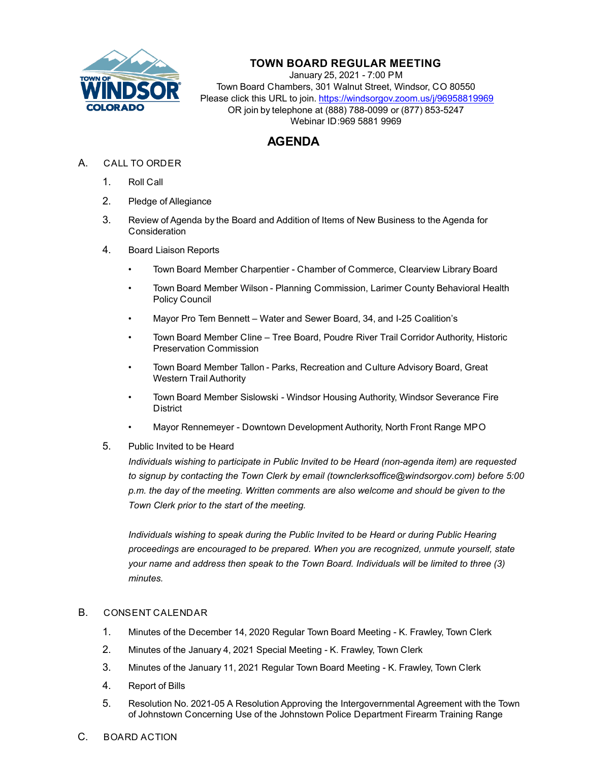# TOWN BOARD REGULAR MEETING

January 25, 2021 - 7:00 PM
Town Board Chambers, 301 Walnut Street, Windsor, CO 80550
Please click this URL to join. https://windsorgov.zoom.us/j/96958819969
OR join by telephone at (888) 788-0099 or (877) 853-5247
Webinar ID:969 5881 9969

## AGENDA

A. CALL TO ORDER

1. Roll Call
2. Pledge of Allegiance
3. Review of Agenda by the Board and Addition of Items of New Business to the Agenda for Consideration
4. Board Liaison Reports
   - Town Board Member Charpentier - Chamber of Commerce, Clearview Library Board
   - Town Board Member Wilson - Planning Commission, Larimer County Behavioral Health Policy Council
   - Mayor Pro Tem Bennett – Water and Sewer Board, 34, and I-25 Coalition's
   - Town Board Member Cline – Tree Board, Poudre River Trail Corridor Authority, Historic Preservation Commission
   - Town Board Member Tallon - Parks, Recreation and Culture Advisory Board, Great Western Trail Authority
   - Town Board Member Sislowski - Windsor Housing Authority, Windsor Severance Fire District
   - Mayor Rennemeyer - Downtown Development Authority, North Front Range MPO
5. Public Invited to be Heard

   *Individuals wishing to participate in Public Invited to be Heard (non-agenda item) are requested to signup by contacting the Town Clerk by email (townclerksoffice@windsorgov.com) before 5:00 p.m. the day of the meeting. Written comments are also welcome and should be given to the Town Clerk prior to the start of the meeting.*

   *Individuals wishing to speak during the Public Invited to be Heard or during Public Hearing proceedings are encouraged to be prepared. When you are recognized, unmute yourself, state your name and address then speak to the Town Board. Individuals will be limited to three (3) minutes.*

B. CONSENT CALENDAR

1. Minutes of the December 14, 2020 Regular Town Board Meeting - K. Frawley, Town Clerk
2. Minutes of the January 4, 2021 Special Meeting - K. Frawley, Town Clerk
3. Minutes of the January 11, 2021 Regular Town Board Meeting - K. Frawley, Town Clerk
4. Report of Bills
5. Resolution No. 2021-05 A Resolution Approving the Intergovernmental Agreement with the Town of Johnstown Concerning Use of the Johnstown Police Department Firearm Training Range

C. BOARD ACTION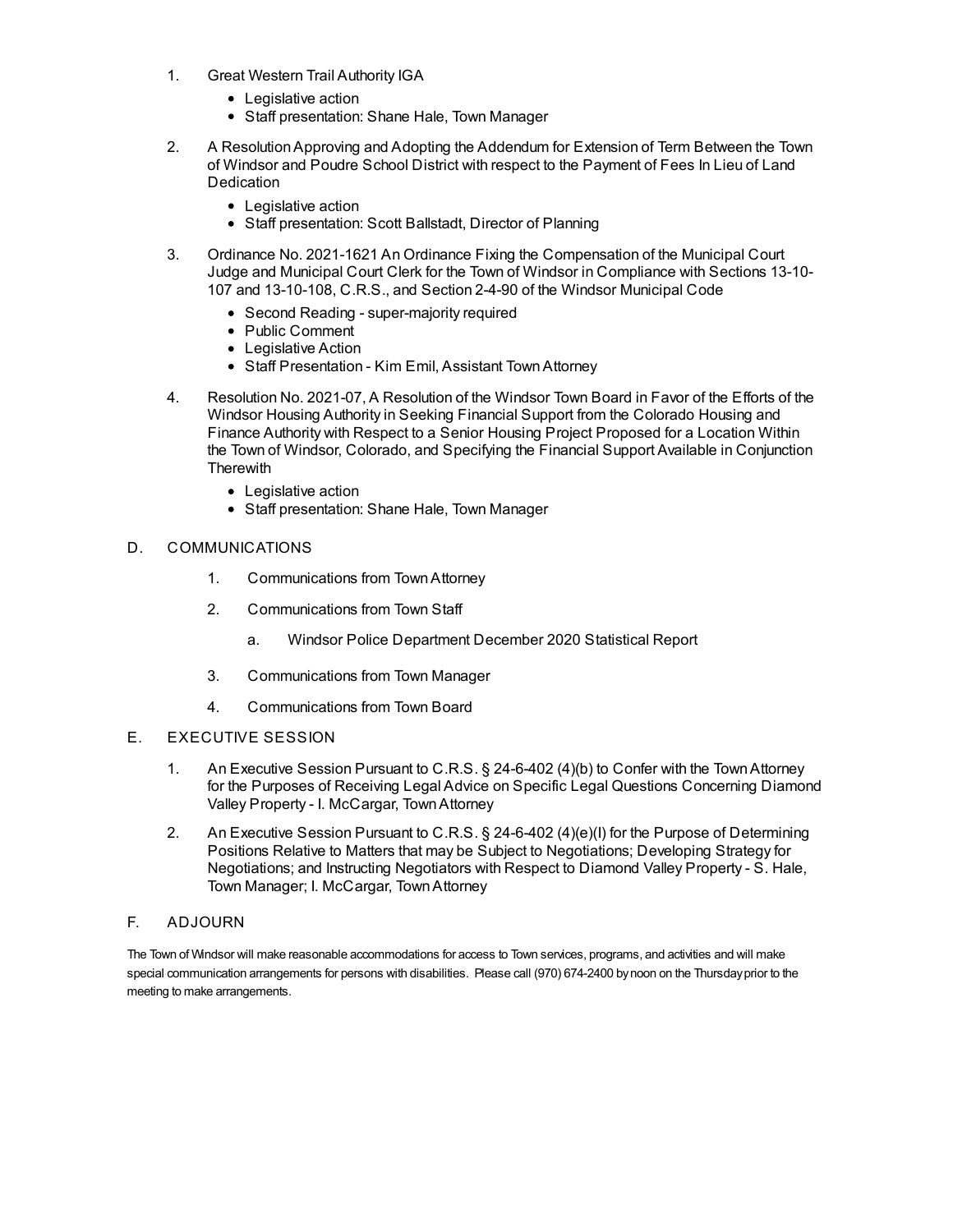1. Great Western Trail Authority IGA
   - Legislative action
   - Staff presentation: Shane Hale, Town Manager

2. A Resolution Approving and Adopting the Addendum for Extension of Term Between the Town of Windsor and Poudre School District with respect to the Payment of Fees In Lieu of Land Dedication
   - Legislative action
   - Staff presentation: Scott Ballstadt, Director of Planning

3. Ordinance No. 2021-1621 An Ordinance Fixing the Compensation of the Municipal Court Judge and Municipal Court Clerk for the Town of Windsor in Compliance with Sections 13-10-107 and 13-10-108, C.R.S., and Section 2-4-90 of the Windsor Municipal Code
   - Second Reading - super-majority required
   - Public Comment
   - Legislative Action
   - Staff Presentation - Kim Emil, Assistant Town Attorney

4. Resolution No. 2021-07, A Resolution of the Windsor Town Board in Favor of the Efforts of the Windsor Housing Authority in Seeking Financial Support from the Colorado Housing and Finance Authority with Respect to a Senior Housing Project Proposed for a Location Within the Town of Windsor, Colorado, and Specifying the Financial Support Available in Conjunction Therewith
   - Legislative action
   - Staff presentation: Shane Hale, Town Manager

## D. COMMUNICATIONS

1. Communications from Town Attorney
2. Communications from Town Staff
   a. Windsor Police Department December 2020 Statistical Report
3. Communications from Town Manager
4. Communications from Town Board

## E. EXECUTIVE SESSION

1. An Executive Session Pursuant to C.R.S. § 24-6-402 (4)(b) to Confer with the Town Attorney for the Purposes of Receiving Legal Advice on Specific Legal Questions Concerning Diamond Valley Property - I. McCargar, Town Attorney
2. An Executive Session Pursuant to C.R.S. § 24-6-402 (4)(e)(I) for the Purpose of Determining Positions Relative to Matters that may be Subject to Negotiations; Developing Strategy for Negotiations; and Instructing Negotiators with Respect to Diamond Valley Property - S. Hale, Town Manager; I. McCargar, Town Attorney

## F. ADJOURN

The Town of Windsor will make reasonable accommodations for access to Town services, programs, and activities and will make special communication arrangements for persons with disabilities. Please call (970) 674-2400 by noon on the Thursday prior to the meeting to make arrangements.